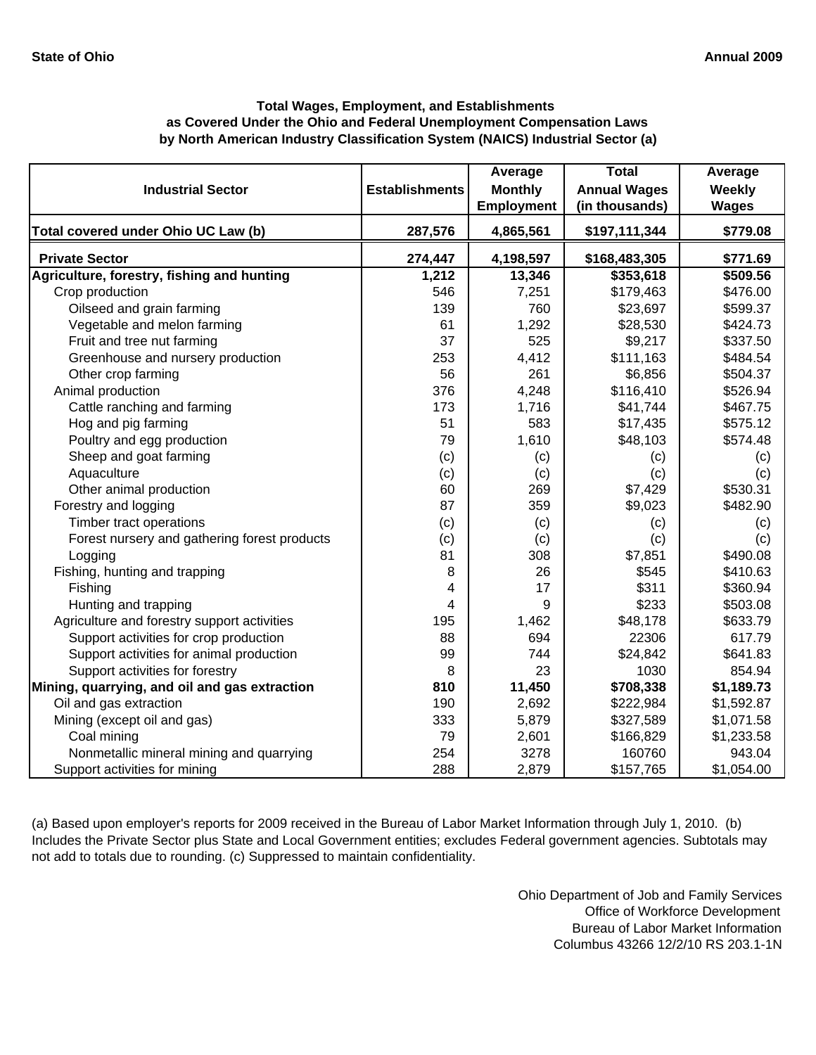**State of Ohio** **Annual 2009**

### Total Wages, Employment, and Establishments as Covered Under the Ohio and Federal Unemployment Compensation Laws by North American Industry Classification System (NAICS) Industrial Sector (a)

| Industrial Sector | Establishments | Average Monthly Employment | Total Annual Wages (in thousands) | Average Weekly Wages |
|---|---|---|---|---|
| **Total covered under Ohio UC Law (b)** | **287,576** | **4,865,561** | **$197,111,344** | **$779.08** |
| **Private Sector** | **274,447** | **4,198,597** | **$168,483,305** | **$771.69** |
| **Agriculture, forestry, fishing and hunting** | **1,212** | **13,346** | **$353,618** | **$509.56** |
| Crop production | 546 | 7,251 | $179,463 | $476.00 |
| Oilseed and grain farming | 139 | 760 | $23,697 | $599.37 |
| Vegetable and melon farming | 61 | 1,292 | $28,530 | $424.73 |
| Fruit and tree nut farming | 37 | 525 | $9,217 | $337.50 |
| Greenhouse and nursery production | 253 | 4,412 | $111,163 | $484.54 |
| Other crop farming | 56 | 261 | $6,856 | $504.37 |
| Animal production | 376 | 4,248 | $116,410 | $526.94 |
| Cattle ranching and farming | 173 | 1,716 | $41,744 | $467.75 |
| Hog and pig farming | 51 | 583 | $17,435 | $575.12 |
| Poultry and egg production | 79 | 1,610 | $48,103 | $574.48 |
| Sheep and goat farming | (c) | (c) | (c) | (c) |
| Aquaculture | (c) | (c) | (c) | (c) |
| Other animal production | 60 | 269 | $7,429 | $530.31 |
| Forestry and logging | 87 | 359 | $9,023 | $482.90 |
| Timber tract operations | (c) | (c) | (c) | (c) |
| Forest nursery and gathering forest products | (c) | (c) | (c) | (c) |
| Logging | 81 | 308 | $7,851 | $490.08 |
| Fishing, hunting and trapping | 8 | 26 | $545 | $410.63 |
| Fishing | 4 | 17 | $311 | $360.94 |
| Hunting and trapping | 4 | 9 | $233 | $503.08 |
| Agriculture and forestry support activities | 195 | 1,462 | $48,178 | $633.79 |
| Support activities for crop production | 88 | 694 | 22306 | 617.79 |
| Support activities for animal production | 99 | 744 | $24,842 | $641.83 |
| Support activities for forestry | 8 | 23 | 1030 | 854.94 |
| **Mining, quarrying, and oil and gas extraction** | **810** | **11,450** | **$708,338** | **$1,189.73** |
| Oil and gas extraction | 190 | 2,692 | $222,984 | $1,592.87 |
| Mining (except oil and gas) | 333 | 5,879 | $327,589 | $1,071.58 |
| Coal mining | 79 | 2,601 | $166,829 | $1,233.58 |
| Nonmetallic mineral mining and quarrying | 254 | 3278 | 160760 | 943.04 |
| Support activities for mining | 288 | 2,879 | $157,765 | $1,054.00 |

(a) Based upon employer's reports for 2009 received in the Bureau of Labor Market Information through July 1, 2010. (b) Includes the Private Sector plus State and Local Government entities; excludes Federal government agencies. Subtotals may not add to totals due to rounding. (c) Suppressed to maintain confidentiality.

Ohio Department of Job and Family Services
Office of Workforce Development
Bureau of Labor Market Information
Columbus 43266 12/2/10 RS 203.1-1N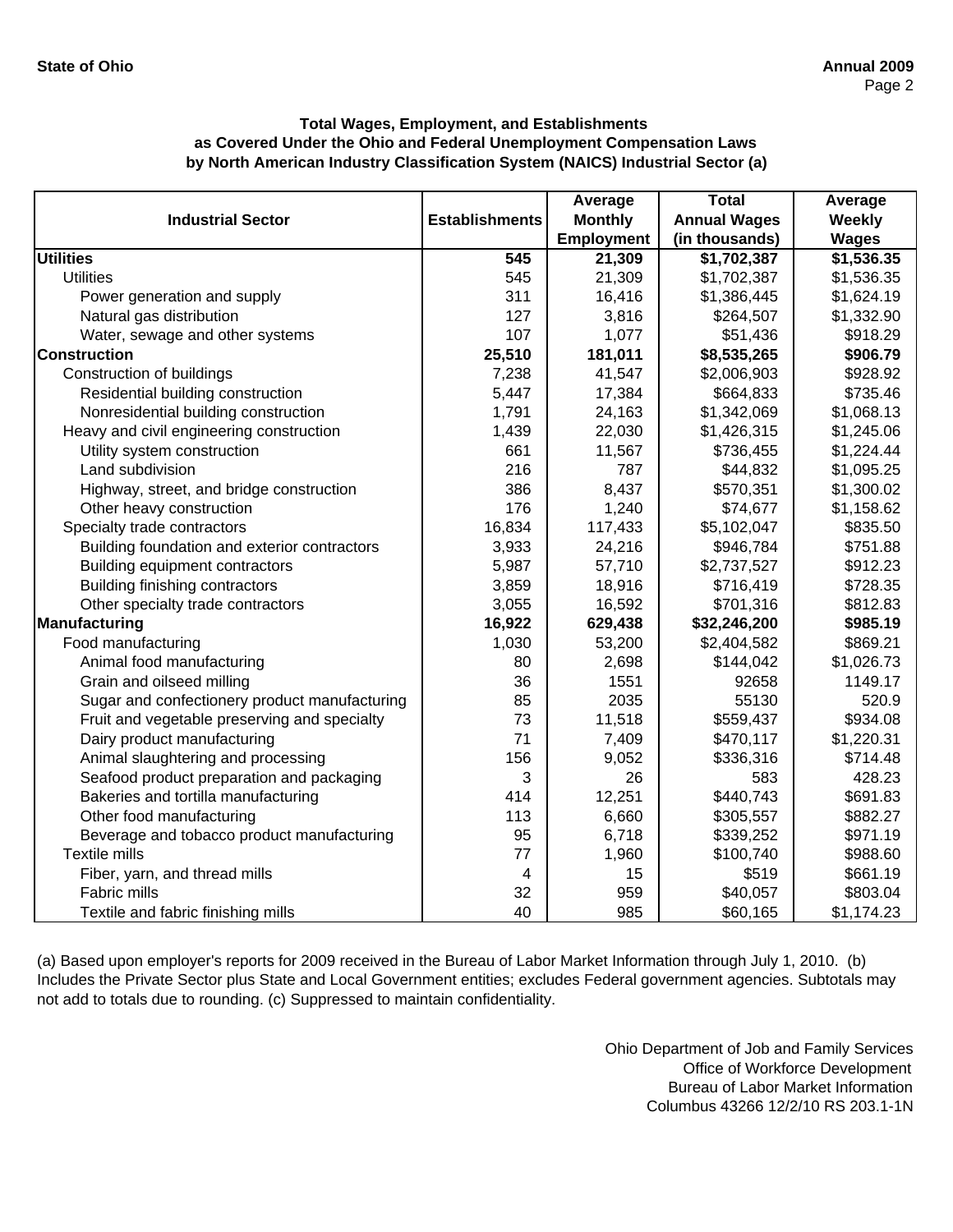**Total Wages, Employment, and Establishments as Covered Under the Ohio and Federal Unemployment Compensation Laws by North American Industry Classification System (NAICS) Industrial Sector (a)**

| Industrial Sector | Establishments | Average Monthly Employment | Total Annual Wages (in thousands) | Average Weekly Wages |
|---|---|---|---|---|
| **Utilities** | **545** | **21,309** | **$1,702,387** | **$1,536.35** |
| Utilities | 545 | 21,309 | $1,702,387 | $1,536.35 |
| Power generation and supply | 311 | 16,416 | $1,386,445 | $1,624.19 |
| Natural gas distribution | 127 | 3,816 | $264,507 | $1,332.90 |
| Water, sewage and other systems | 107 | 1,077 | $51,436 | $918.29 |
| **Construction** | **25,510** | **181,011** | **$8,535,265** | **$906.79** |
| Construction of buildings | 7,238 | 41,547 | $2,006,903 | $928.92 |
| Residential building construction | 5,447 | 17,384 | $664,833 | $735.46 |
| Nonresidential building construction | 1,791 | 24,163 | $1,342,069 | $1,068.13 |
| Heavy and civil engineering construction | 1,439 | 22,030 | $1,426,315 | $1,245.06 |
| Utility system construction | 661 | 11,567 | $736,455 | $1,224.44 |
| Land subdivision | 216 | 787 | $44,832 | $1,095.25 |
| Highway, street, and bridge construction | 386 | 8,437 | $570,351 | $1,300.02 |
| Other heavy construction | 176 | 1,240 | $74,677 | $1,158.62 |
| Specialty trade contractors | 16,834 | 117,433 | $5,102,047 | $835.50 |
| Building foundation and exterior contractors | 3,933 | 24,216 | $946,784 | $751.88 |
| Building equipment contractors | 5,987 | 57,710 | $2,737,527 | $912.23 |
| Building finishing contractors | 3,859 | 18,916 | $716,419 | $728.35 |
| Other specialty trade contractors | 3,055 | 16,592 | $701,316 | $812.83 |
| **Manufacturing** | **16,922** | **629,438** | **$32,246,200** | **$985.19** |
| Food manufacturing | 1,030 | 53,200 | $2,404,582 | $869.21 |
| Animal food manufacturing | 80 | 2,698 | $144,042 | $1,026.73 |
| Grain and oilseed milling | 36 | 1551 | 92658 | 1149.17 |
| Sugar and confectionery product manufacturing | 85 | 2035 | 55130 | 520.9 |
| Fruit and vegetable preserving and specialty | 73 | 11,518 | $559,437 | $934.08 |
| Dairy product manufacturing | 71 | 7,409 | $470,117 | $1,220.31 |
| Animal slaughtering and processing | 156 | 9,052 | $336,316 | $714.48 |
| Seafood product preparation and packaging | 3 | 26 | 583 | 428.23 |
| Bakeries and tortilla manufacturing | 414 | 12,251 | $440,743 | $691.83 |
| Other food manufacturing | 113 | 6,660 | $305,557 | $882.27 |
| Beverage and tobacco product manufacturing | 95 | 6,718 | $339,252 | $971.19 |
| Textile mills | 77 | 1,960 | $100,740 | $988.60 |
| Fiber, yarn, and thread mills | 4 | 15 | $519 | $661.19 |
| Fabric mills | 32 | 959 | $40,057 | $803.04 |
| Textile and fabric finishing mills | 40 | 985 | $60,165 | $1,174.23 |

(a) Based upon employer's reports for 2009 received in the Bureau of Labor Market Information through July 1, 2010. (b) Includes the Private Sector plus State and Local Government entities; excludes Federal government agencies. Subtotals may not add to totals due to rounding. (c) Suppressed to maintain confidentiality.

Ohio Department of Job and Family Services
Office of Workforce Development
Bureau of Labor Market Information
Columbus 43266 12/2/10 RS 203.1-1N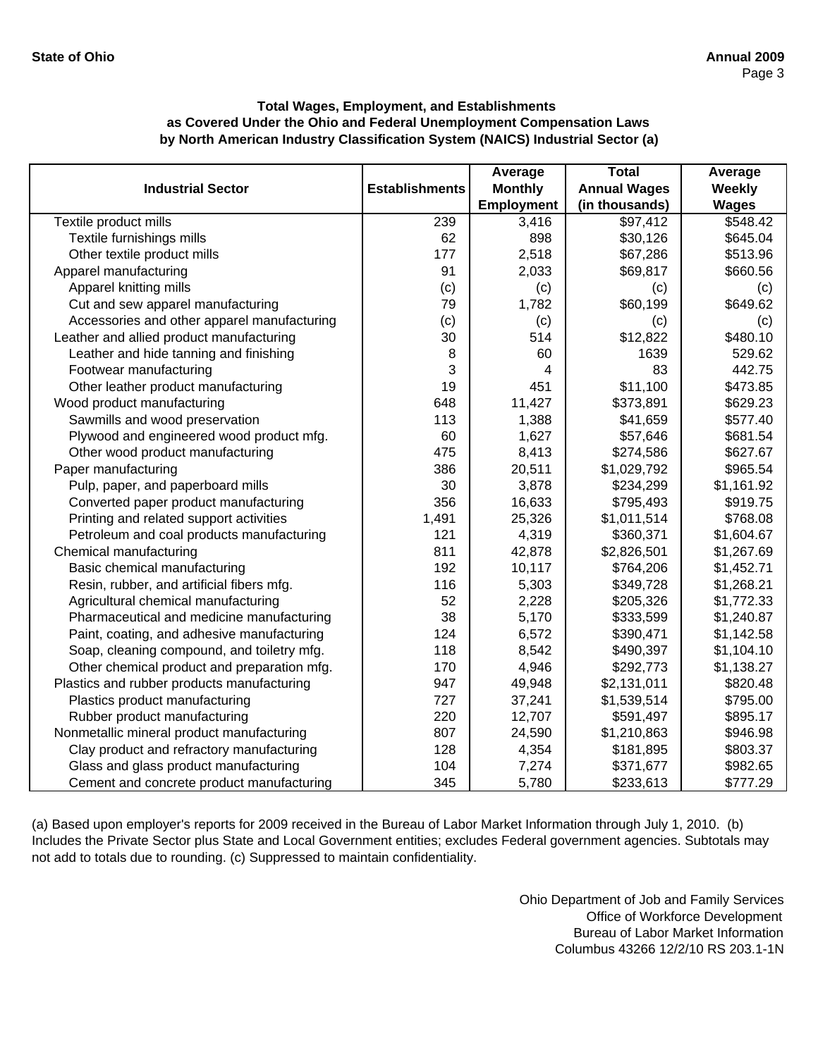**State of Ohio** **Annual 2009**

### Total Wages, Employment, and Establishments as Covered Under the Ohio and Federal Unemployment Compensation Laws by North American Industry Classification System (NAICS) Industrial Sector (a)

| Industrial Sector | Establishments | Average Monthly Employment | Total Annual Wages (in thousands) | Average Weekly Wages |
|---|---|---|---|---|
| Textile product mills | 239 | 3,416 | $97,412 | $548.42 |
| Textile furnishings mills | 62 | 898 | $30,126 | $645.04 |
| Other textile product mills | 177 | 2,518 | $67,286 | $513.96 |
| Apparel manufacturing | 91 | 2,033 | $69,817 | $660.56 |
| Apparel knitting mills | (c) | (c) | (c) | (c) |
| Cut and sew apparel manufacturing | 79 | 1,782 | $60,199 | $649.62 |
| Accessories and other apparel manufacturing | (c) | (c) | (c) | (c) |
| Leather and allied product manufacturing | 30 | 514 | $12,822 | $480.10 |
| Leather and hide tanning and finishing | 8 | 60 | 1639 | 529.62 |
| Footwear manufacturing | 3 | 4 | 83 | 442.75 |
| Other leather product manufacturing | 19 | 451 | $11,100 | $473.85 |
| Wood product manufacturing | 648 | 11,427 | $373,891 | $629.23 |
| Sawmills and wood preservation | 113 | 1,388 | $41,659 | $577.40 |
| Plywood and engineered wood product mfg. | 60 | 1,627 | $57,646 | $681.54 |
| Other wood product manufacturing | 475 | 8,413 | $274,586 | $627.67 |
| Paper manufacturing | 386 | 20,511 | $1,029,792 | $965.54 |
| Pulp, paper, and paperboard mills | 30 | 3,878 | $234,299 | $1,161.92 |
| Converted paper product manufacturing | 356 | 16,633 | $795,493 | $919.75 |
| Printing and related support activities | 1,491 | 25,326 | $1,011,514 | $768.08 |
| Petroleum and coal products manufacturing | 121 | 4,319 | $360,371 | $1,604.67 |
| Chemical manufacturing | 811 | 42,878 | $2,826,501 | $1,267.69 |
| Basic chemical manufacturing | 192 | 10,117 | $764,206 | $1,452.71 |
| Resin, rubber, and artificial fibers mfg. | 116 | 5,303 | $349,728 | $1,268.21 |
| Agricultural chemical manufacturing | 52 | 2,228 | $205,326 | $1,772.33 |
| Pharmaceutical and medicine manufacturing | 38 | 5,170 | $333,599 | $1,240.87 |
| Paint, coating, and adhesive manufacturing | 124 | 6,572 | $390,471 | $1,142.58 |
| Soap, cleaning compound, and toiletry mfg. | 118 | 8,542 | $490,397 | $1,104.10 |
| Other chemical product and preparation mfg. | 170 | 4,946 | $292,773 | $1,138.27 |
| Plastics and rubber products manufacturing | 947 | 49,948 | $2,131,011 | $820.48 |
| Plastics product manufacturing | 727 | 37,241 | $1,539,514 | $795.00 |
| Rubber product manufacturing | 220 | 12,707 | $591,497 | $895.17 |
| Nonmetallic mineral product manufacturing | 807 | 24,590 | $1,210,863 | $946.98 |
| Clay product and refractory manufacturing | 128 | 4,354 | $181,895 | $803.37 |
| Glass and glass product manufacturing | 104 | 7,274 | $371,677 | $982.65 |
| Cement and concrete product manufacturing | 345 | 5,780 | $233,613 | $777.29 |

(a) Based upon employer's reports for 2009 received in the Bureau of Labor Market Information through July 1, 2010. (b) Includes the Private Sector plus State and Local Government entities; excludes Federal government agencies. Subtotals may not add to totals due to rounding. (c) Suppressed to maintain confidentiality.

Ohio Department of Job and Family Services
Office of Workforce Development
Bureau of Labor Market Information
Columbus 43266 12/2/10 RS 203.1-1N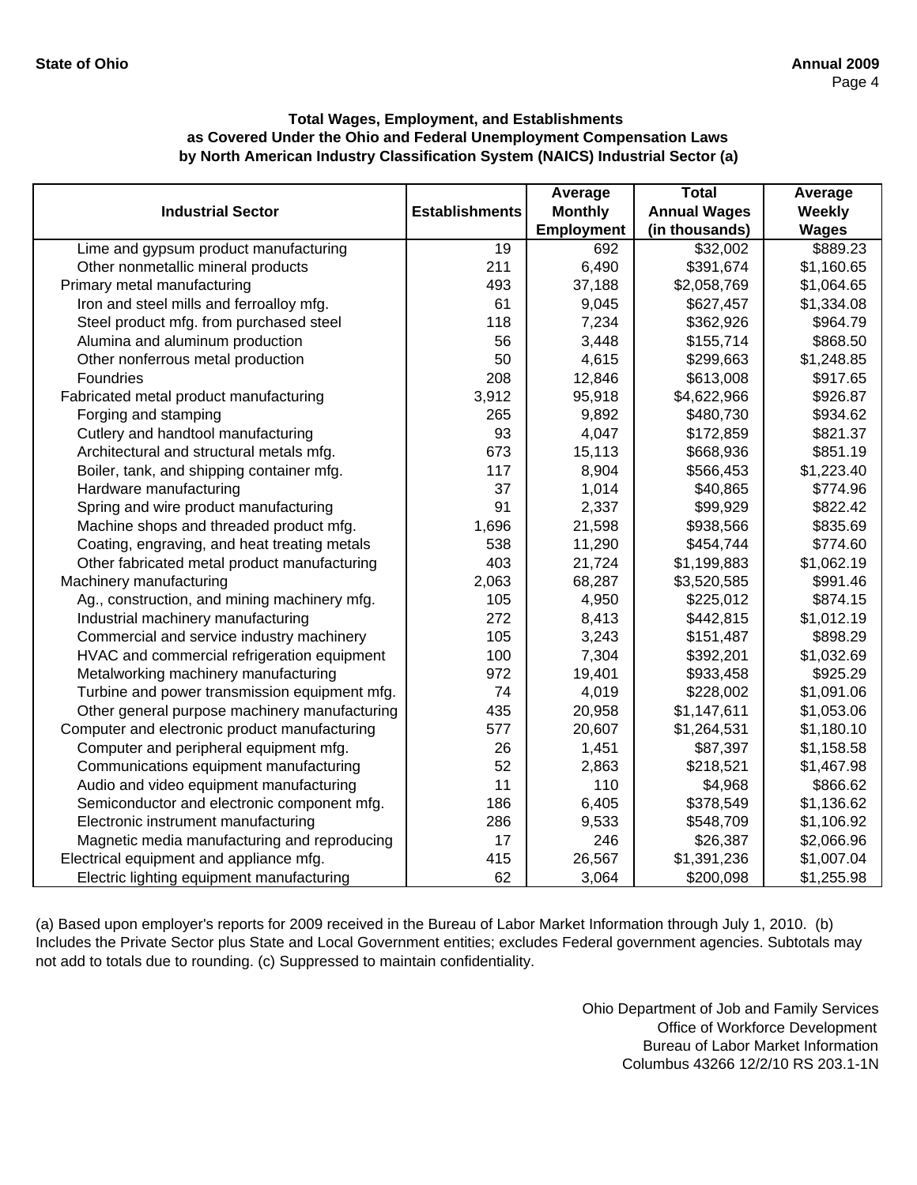State of Ohio — Annual 2009

### Total Wages, Employment, and Establishments as Covered Under the Ohio and Federal Unemployment Compensation Laws by North American Industry Classification System (NAICS) Industrial Sector (a)

| Industrial Sector | Establishments | Average Monthly Employment | Total Annual Wages (in thousands) | Average Weekly Wages |
|---|---|---|---|---|
| Lime and gypsum product manufacturing | 19 | 692 | $32,002 | $889.23 |
| Other nonmetallic mineral products | 211 | 6,490 | $391,674 | $1,160.65 |
| Primary metal manufacturing | 493 | 37,188 | $2,058,769 | $1,064.65 |
| Iron and steel mills and ferroalloy mfg. | 61 | 9,045 | $627,457 | $1,334.08 |
| Steel product mfg. from purchased steel | 118 | 7,234 | $362,926 | $964.79 |
| Alumina and aluminum production | 56 | 3,448 | $155,714 | $868.50 |
| Other nonferrous metal production | 50 | 4,615 | $299,663 | $1,248.85 |
| Foundries | 208 | 12,846 | $613,008 | $917.65 |
| Fabricated metal product manufacturing | 3,912 | 95,918 | $4,622,966 | $926.87 |
| Forging and stamping | 265 | 9,892 | $480,730 | $934.62 |
| Cutlery and handtool manufacturing | 93 | 4,047 | $172,859 | $821.37 |
| Architectural and structural metals mfg. | 673 | 15,113 | $668,936 | $851.19 |
| Boiler, tank, and shipping container mfg. | 117 | 8,904 | $566,453 | $1,223.40 |
| Hardware manufacturing | 37 | 1,014 | $40,865 | $774.96 |
| Spring and wire product manufacturing | 91 | 2,337 | $99,929 | $822.42 |
| Machine shops and threaded product mfg. | 1,696 | 21,598 | $938,566 | $835.69 |
| Coating, engraving, and heat treating metals | 538 | 11,290 | $454,744 | $774.60 |
| Other fabricated metal product manufacturing | 403 | 21,724 | $1,199,883 | $1,062.19 |
| Machinery manufacturing | 2,063 | 68,287 | $3,520,585 | $991.46 |
| Ag., construction, and mining machinery mfg. | 105 | 4,950 | $225,012 | $874.15 |
| Industrial machinery manufacturing | 272 | 8,413 | $442,815 | $1,012.19 |
| Commercial and service industry machinery | 105 | 3,243 | $151,487 | $898.29 |
| HVAC and commercial refrigeration equipment | 100 | 7,304 | $392,201 | $1,032.69 |
| Metalworking machinery manufacturing | 972 | 19,401 | $933,458 | $925.29 |
| Turbine and power transmission equipment mfg. | 74 | 4,019 | $228,002 | $1,091.06 |
| Other general purpose machinery manufacturing | 435 | 20,958 | $1,147,611 | $1,053.06 |
| Computer and electronic product manufacturing | 577 | 20,607 | $1,264,531 | $1,180.10 |
| Computer and peripheral equipment mfg. | 26 | 1,451 | $87,397 | $1,158.58 |
| Communications equipment manufacturing | 52 | 2,863 | $218,521 | $1,467.98 |
| Audio and video equipment manufacturing | 11 | 110 | $4,968 | $866.62 |
| Semiconductor and electronic component mfg. | 186 | 6,405 | $378,549 | $1,136.62 |
| Electronic instrument manufacturing | 286 | 9,533 | $548,709 | $1,106.92 |
| Magnetic media manufacturing and reproducing | 17 | 246 | $26,387 | $2,066.96 |
| Electrical equipment and appliance mfg. | 415 | 26,567 | $1,391,236 | $1,007.04 |
| Electric lighting equipment manufacturing | 62 | 3,064 | $200,098 | $1,255.98 |

(a) Based upon employer's reports for 2009 received in the Bureau of Labor Market Information through July 1, 2010. (b) Includes the Private Sector plus State and Local Government entities; excludes Federal government agencies. Subtotals may not add to totals due to rounding. (c) Suppressed to maintain confidentiality.

Ohio Department of Job and Family Services
Office of Workforce Development
Bureau of Labor Market Information
Columbus 43266 12/2/10 RS 203.1-1N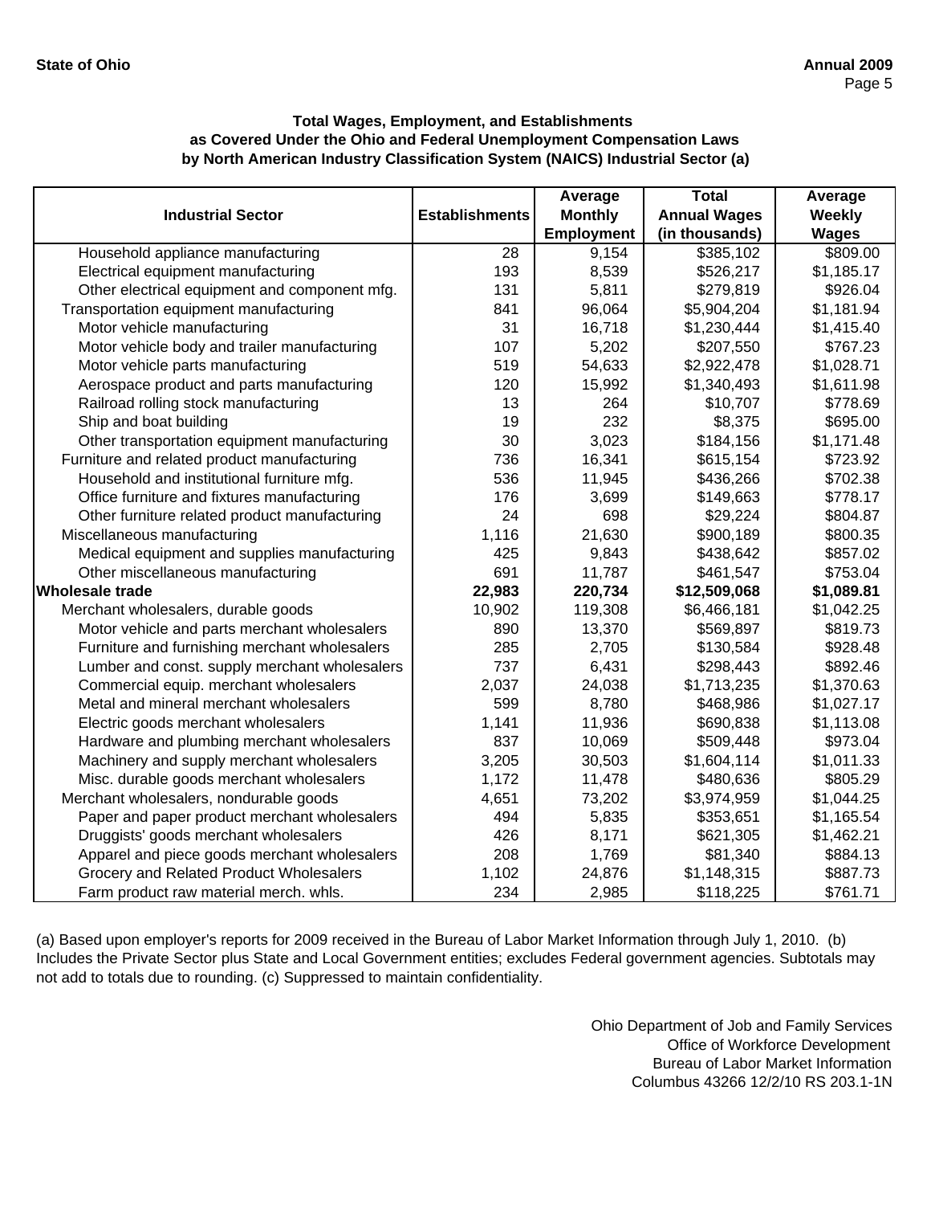State of Ohio — Annual 2009

### Total Wages, Employment, and Establishments as Covered Under the Ohio and Federal Unemployment Compensation Laws by North American Industry Classification System (NAICS) Industrial Sector (a)

| Industrial Sector | Establishments | Average Monthly Employment | Total Annual Wages (in thousands) | Average Weekly Wages |
|---|---|---|---|---|
| Household appliance manufacturing | 28 | 9,154 | $385,102 | $809.00 |
| Electrical equipment manufacturing | 193 | 8,539 | $526,217 | $1,185.17 |
| Other electrical equipment and component mfg. | 131 | 5,811 | $279,819 | $926.04 |
| Transportation equipment manufacturing | 841 | 96,064 | $5,904,204 | $1,181.94 |
| Motor vehicle manufacturing | 31 | 16,718 | $1,230,444 | $1,415.40 |
| Motor vehicle body and trailer manufacturing | 107 | 5,202 | $207,550 | $767.23 |
| Motor vehicle parts manufacturing | 519 | 54,633 | $2,922,478 | $1,028.71 |
| Aerospace product and parts manufacturing | 120 | 15,992 | $1,340,493 | $1,611.98 |
| Railroad rolling stock manufacturing | 13 | 264 | $10,707 | $778.69 |
| Ship and boat building | 19 | 232 | $8,375 | $695.00 |
| Other transportation equipment manufacturing | 30 | 3,023 | $184,156 | $1,171.48 |
| Furniture and related product manufacturing | 736 | 16,341 | $615,154 | $723.92 |
| Household and institutional furniture mfg. | 536 | 11,945 | $436,266 | $702.38 |
| Office furniture and fixtures manufacturing | 176 | 3,699 | $149,663 | $778.17 |
| Other furniture related product manufacturing | 24 | 698 | $29,224 | $804.87 |
| Miscellaneous manufacturing | 1,116 | 21,630 | $900,189 | $800.35 |
| Medical equipment and supplies manufacturing | 425 | 9,843 | $438,642 | $857.02 |
| Other miscellaneous manufacturing | 691 | 11,787 | $461,547 | $753.04 |
| **Wholesale trade** | **22,983** | **220,734** | **$12,509,068** | **$1,089.81** |
| Merchant wholesalers, durable goods | 10,902 | 119,308 | $6,466,181 | $1,042.25 |
| Motor vehicle and parts merchant wholesalers | 890 | 13,370 | $569,897 | $819.73 |
| Furniture and furnishing merchant wholesalers | 285 | 2,705 | $130,584 | $928.48 |
| Lumber and const. supply merchant wholesalers | 737 | 6,431 | $298,443 | $892.46 |
| Commercial equip. merchant wholesalers | 2,037 | 24,038 | $1,713,235 | $1,370.63 |
| Metal and mineral merchant wholesalers | 599 | 8,780 | $468,986 | $1,027.17 |
| Electric goods merchant wholesalers | 1,141 | 11,936 | $690,838 | $1,113.08 |
| Hardware and plumbing merchant wholesalers | 837 | 10,069 | $509,448 | $973.04 |
| Machinery and supply merchant wholesalers | 3,205 | 30,503 | $1,604,114 | $1,011.33 |
| Misc. durable goods merchant wholesalers | 1,172 | 11,478 | $480,636 | $805.29 |
| Merchant wholesalers, nondurable goods | 4,651 | 73,202 | $3,974,959 | $1,044.25 |
| Paper and paper product merchant wholesalers | 494 | 5,835 | $353,651 | $1,165.54 |
| Druggists' goods merchant wholesalers | 426 | 8,171 | $621,305 | $1,462.21 |
| Apparel and piece goods merchant wholesalers | 208 | 1,769 | $81,340 | $884.13 |
| Grocery and Related Product Wholesalers | 1,102 | 24,876 | $1,148,315 | $887.73 |
| Farm product raw material merch. whls. | 234 | 2,985 | $118,225 | $761.71 |

(a) Based upon employer's reports for 2009 received in the Bureau of Labor Market Information through July 1, 2010. (b) Includes the Private Sector plus State and Local Government entities; excludes Federal government agencies. Subtotals may not add to totals due to rounding. (c) Suppressed to maintain confidentiality.

Ohio Department of Job and Family Services
Office of Workforce Development
Bureau of Labor Market Information
Columbus 43266 12/2/10 RS 203.1-1N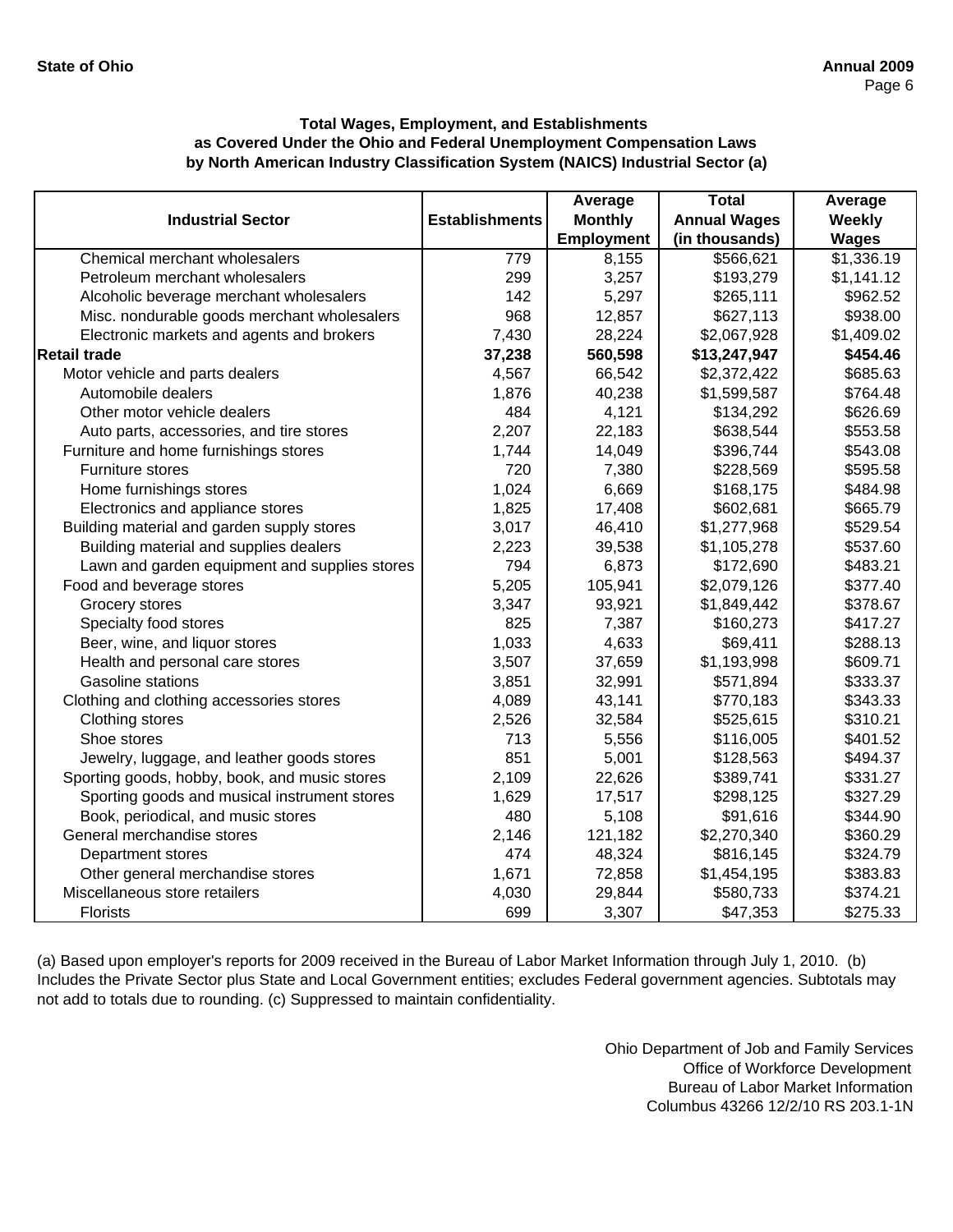### Total Wages, Employment, and Establishments as Covered Under the Ohio and Federal Unemployment Compensation Laws by North American Industry Classification System (NAICS) Industrial Sector (a)

| Industrial Sector | Establishments | Average Monthly Employment | Total Annual Wages (in thousands) | Average Weekly Wages |
|---|---|---|---|---|
| Chemical merchant wholesalers | 779 | 8,155 | $566,621 | $1,336.19 |
| Petroleum merchant wholesalers | 299 | 3,257 | $193,279 | $1,141.12 |
| Alcoholic beverage merchant wholesalers | 142 | 5,297 | $265,111 | $962.52 |
| Misc. nondurable goods merchant wholesalers | 968 | 12,857 | $627,113 | $938.00 |
| Electronic markets and agents and brokers | 7,430 | 28,224 | $2,067,928 | $1,409.02 |
| **Retail trade** | **37,238** | **560,598** | **$13,247,947** | **$454.46** |
| Motor vehicle and parts dealers | 4,567 | 66,542 | $2,372,422 | $685.63 |
| Automobile dealers | 1,876 | 40,238 | $1,599,587 | $764.48 |
| Other motor vehicle dealers | 484 | 4,121 | $134,292 | $626.69 |
| Auto parts, accessories, and tire stores | 2,207 | 22,183 | $638,544 | $553.58 |
| Furniture and home furnishings stores | 1,744 | 14,049 | $396,744 | $543.08 |
| Furniture stores | 720 | 7,380 | $228,569 | $595.58 |
| Home furnishings stores | 1,024 | 6,669 | $168,175 | $484.98 |
| Electronics and appliance stores | 1,825 | 17,408 | $602,681 | $665.79 |
| Building material and garden supply stores | 3,017 | 46,410 | $1,277,968 | $529.54 |
| Building material and supplies dealers | 2,223 | 39,538 | $1,105,278 | $537.60 |
| Lawn and garden equipment and supplies stores | 794 | 6,873 | $172,690 | $483.21 |
| Food and beverage stores | 5,205 | 105,941 | $2,079,126 | $377.40 |
| Grocery stores | 3,347 | 93,921 | $1,849,442 | $378.67 |
| Specialty food stores | 825 | 7,387 | $160,273 | $417.27 |
| Beer, wine, and liquor stores | 1,033 | 4,633 | $69,411 | $288.13 |
| Health and personal care stores | 3,507 | 37,659 | $1,193,998 | $609.71 |
| Gasoline stations | 3,851 | 32,991 | $571,894 | $333.37 |
| Clothing and clothing accessories stores | 4,089 | 43,141 | $770,183 | $343.33 |
| Clothing stores | 2,526 | 32,584 | $525,615 | $310.21 |
| Shoe stores | 713 | 5,556 | $116,005 | $401.52 |
| Jewelry, luggage, and leather goods stores | 851 | 5,001 | $128,563 | $494.37 |
| Sporting goods, hobby, book, and music stores | 2,109 | 22,626 | $389,741 | $331.27 |
| Sporting goods and musical instrument stores | 1,629 | 17,517 | $298,125 | $327.29 |
| Book, periodical, and music stores | 480 | 5,108 | $91,616 | $344.90 |
| General merchandise stores | 2,146 | 121,182 | $2,270,340 | $360.29 |
| Department stores | 474 | 48,324 | $816,145 | $324.79 |
| Other general merchandise stores | 1,671 | 72,858 | $1,454,195 | $383.83 |
| Miscellaneous store retailers | 4,030 | 29,844 | $580,733 | $374.21 |
| Florists | 699 | 3,307 | $47,353 | $275.33 |

(a) Based upon employer's reports for 2009 received in the Bureau of Labor Market Information through July 1, 2010. (b) Includes the Private Sector plus State and Local Government entities; excludes Federal government agencies. Subtotals may not add to totals due to rounding. (c) Suppressed to maintain confidentiality.

Ohio Department of Job and Family Services
Office of Workforce Development
Bureau of Labor Market Information
Columbus 43266 12/2/10 RS 203.1-1N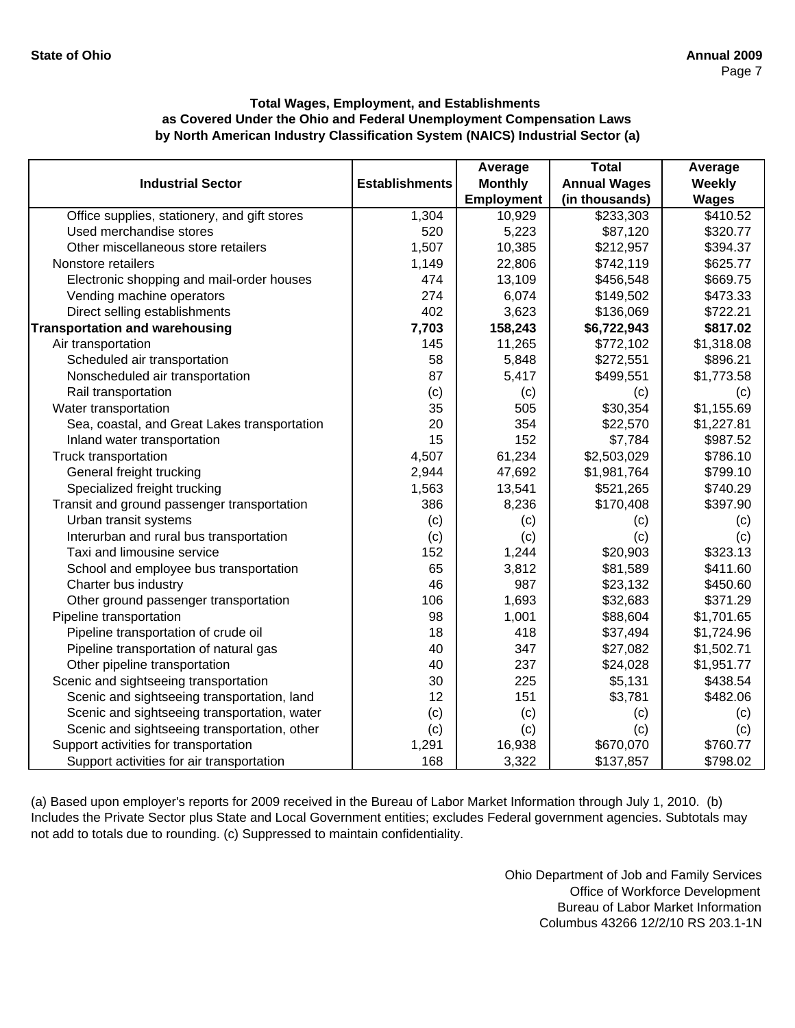**Total Wages, Employment, and Establishments as Covered Under the Ohio and Federal Unemployment Compensation Laws by North American Industry Classification System (NAICS) Industrial Sector (a)**

| Industrial Sector | Establishments | Average Monthly Employment | Total Annual Wages (in thousands) | Average Weekly Wages |
|---|---|---|---|---|
| Office supplies, stationery, and gift stores | 1,304 | 10,929 | $233,303 | $410.52 |
| Used merchandise stores | 520 | 5,223 | $87,120 | $320.77 |
| Other miscellaneous store retailers | 1,507 | 10,385 | $212,957 | $394.37 |
| Nonstore retailers | 1,149 | 22,806 | $742,119 | $625.77 |
| Electronic shopping and mail-order houses | 474 | 13,109 | $456,548 | $669.75 |
| Vending machine operators | 274 | 6,074 | $149,502 | $473.33 |
| Direct selling establishments | 402 | 3,623 | $136,069 | $722.21 |
| **Transportation and warehousing** | **7,703** | **158,243** | **$6,722,943** | **$817.02** |
| Air transportation | 145 | 11,265 | $772,102 | $1,318.08 |
| Scheduled air transportation | 58 | 5,848 | $272,551 | $896.21 |
| Nonscheduled air transportation | 87 | 5,417 | $499,551 | $1,773.58 |
| Rail transportation | (c) | (c) | (c) | (c) |
| Water transportation | 35 | 505 | $30,354 | $1,155.69 |
| Sea, coastal, and Great Lakes transportation | 20 | 354 | $22,570 | $1,227.81 |
| Inland water transportation | 15 | 152 | $7,784 | $987.52 |
| Truck transportation | 4,507 | 61,234 | $2,503,029 | $786.10 |
| General freight trucking | 2,944 | 47,692 | $1,981,764 | $799.10 |
| Specialized freight trucking | 1,563 | 13,541 | $521,265 | $740.29 |
| Transit and ground passenger transportation | 386 | 8,236 | $170,408 | $397.90 |
| Urban transit systems | (c) | (c) | (c) | (c) |
| Interurban and rural bus transportation | (c) | (c) | (c) | (c) |
| Taxi and limousine service | 152 | 1,244 | $20,903 | $323.13 |
| School and employee bus transportation | 65 | 3,812 | $81,589 | $411.60 |
| Charter bus industry | 46 | 987 | $23,132 | $450.60 |
| Other ground passenger transportation | 106 | 1,693 | $32,683 | $371.29 |
| Pipeline transportation | 98 | 1,001 | $88,604 | $1,701.65 |
| Pipeline transportation of crude oil | 18 | 418 | $37,494 | $1,724.96 |
| Pipeline transportation of natural gas | 40 | 347 | $27,082 | $1,502.71 |
| Other pipeline transportation | 40 | 237 | $24,028 | $1,951.77 |
| Scenic and sightseeing transportation | 30 | 225 | $5,131 | $438.54 |
| Scenic and sightseeing transportation, land | 12 | 151 | $3,781 | $482.06 |
| Scenic and sightseeing transportation, water | (c) | (c) | (c) | (c) |
| Scenic and sightseeing transportation, other | (c) | (c) | (c) | (c) |
| Support activities for transportation | 1,291 | 16,938 | $670,070 | $760.77 |
| Support activities for air transportation | 168 | 3,322 | $137,857 | $798.02 |

(a) Based upon employer's reports for 2009 received in the Bureau of Labor Market Information through July 1, 2010. (b) Includes the Private Sector plus State and Local Government entities; excludes Federal government agencies. Subtotals may not add to totals due to rounding. (c) Suppressed to maintain confidentiality.

Ohio Department of Job and Family Services
Office of Workforce Development
Bureau of Labor Market Information
Columbus 43266 12/2/10 RS 203.1-1N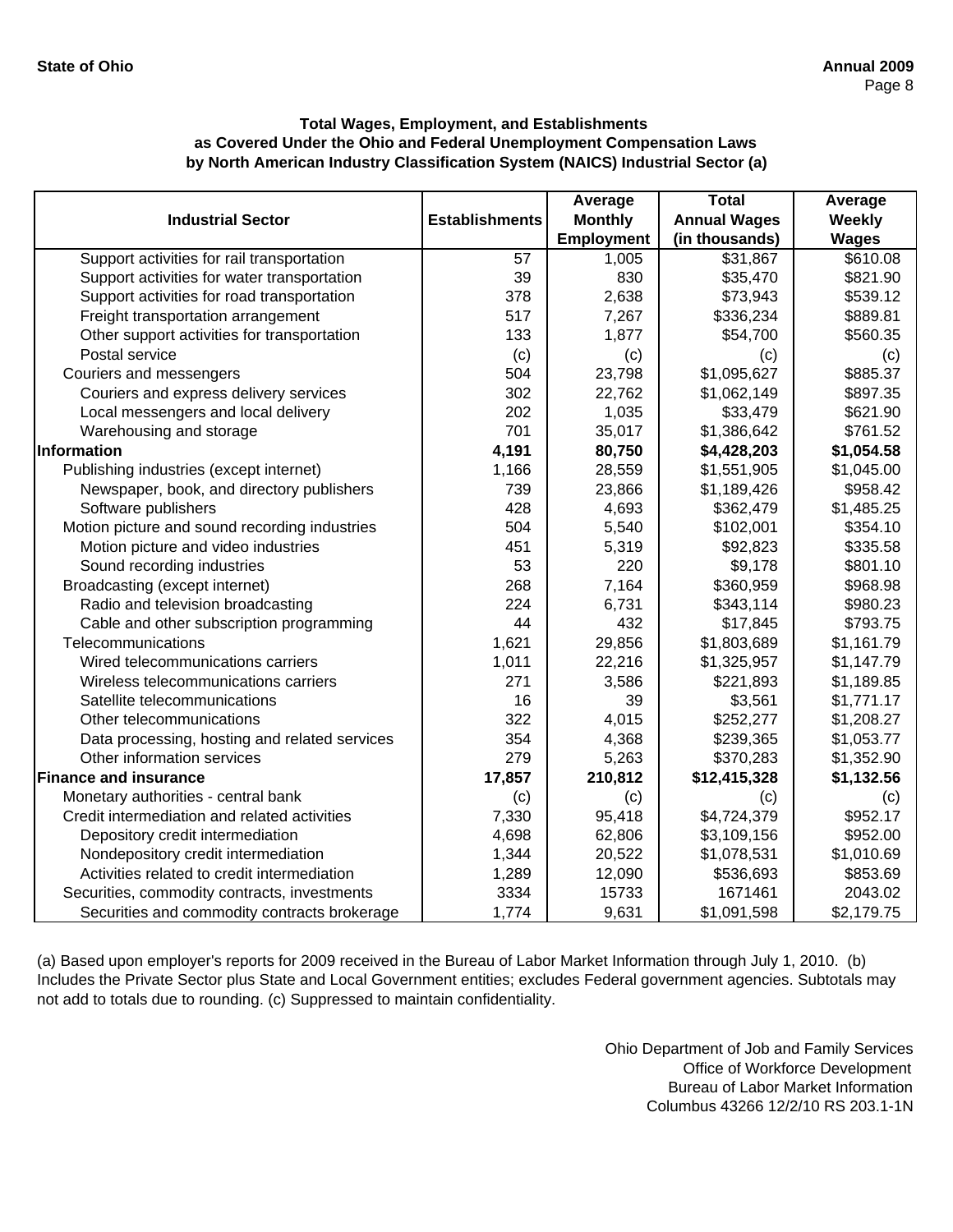**Total Wages, Employment, and Establishments as Covered Under the Ohio and Federal Unemployment Compensation Laws by North American Industry Classification System (NAICS) Industrial Sector (a)**

| Industrial Sector | Establishments | Average Monthly Employment | Total Annual Wages (in thousands) | Average Weekly Wages |
|---|---|---|---|---|
| Support activities for rail transportation | 57 | 1,005 | $31,867 | $610.08 |
| Support activities for water transportation | 39 | 830 | $35,470 | $821.90 |
| Support activities for road transportation | 378 | 2,638 | $73,943 | $539.12 |
| Freight transportation arrangement | 517 | 7,267 | $336,234 | $889.81 |
| Other support activities for transportation | 133 | 1,877 | $54,700 | $560.35 |
| Postal service | (c) | (c) | (c) | (c) |
| Couriers and messengers | 504 | 23,798 | $1,095,627 | $885.37 |
| Couriers and express delivery services | 302 | 22,762 | $1,062,149 | $897.35 |
| Local messengers and local delivery | 202 | 1,035 | $33,479 | $621.90 |
| Warehousing and storage | 701 | 35,017 | $1,386,642 | $761.52 |
| **Information** | **4,191** | **80,750** | **$4,428,203** | **$1,054.58** |
| Publishing industries (except internet) | 1,166 | 28,559 | $1,551,905 | $1,045.00 |
| Newspaper, book, and directory publishers | 739 | 23,866 | $1,189,426 | $958.42 |
| Software publishers | 428 | 4,693 | $362,479 | $1,485.25 |
| Motion picture and sound recording industries | 504 | 5,540 | $102,001 | $354.10 |
| Motion picture and video industries | 451 | 5,319 | $92,823 | $335.58 |
| Sound recording industries | 53 | 220 | $9,178 | $801.10 |
| Broadcasting (except internet) | 268 | 7,164 | $360,959 | $968.98 |
| Radio and television broadcasting | 224 | 6,731 | $343,114 | $980.23 |
| Cable and other subscription programming | 44 | 432 | $17,845 | $793.75 |
| Telecommunications | 1,621 | 29,856 | $1,803,689 | $1,161.79 |
| Wired telecommunications carriers | 1,011 | 22,216 | $1,325,957 | $1,147.79 |
| Wireless telecommunications carriers | 271 | 3,586 | $221,893 | $1,189.85 |
| Satellite telecommunications | 16 | 39 | $3,561 | $1,771.17 |
| Other telecommunications | 322 | 4,015 | $252,277 | $1,208.27 |
| Data processing, hosting and related services | 354 | 4,368 | $239,365 | $1,053.77 |
| Other information services | 279 | 5,263 | $370,283 | $1,352.90 |
| **Finance and insurance** | **17,857** | **210,812** | **$12,415,328** | **$1,132.56** |
| Monetary authorities - central bank | (c) | (c) | (c) | (c) |
| Credit intermediation and related activities | 7,330 | 95,418 | $4,724,379 | $952.17 |
| Depository credit intermediation | 4,698 | 62,806 | $3,109,156 | $952.00 |
| Nondepository credit intermediation | 1,344 | 20,522 | $1,078,531 | $1,010.69 |
| Activities related to credit intermediation | 1,289 | 12,090 | $536,693 | $853.69 |
| Securities, commodity contracts, investments | 3334 | 15733 | 1671461 | 2043.02 |
| Securities and commodity contracts brokerage | 1,774 | 9,631 | $1,091,598 | $2,179.75 |

(a) Based upon employer's reports for 2009 received in the Bureau of Labor Market Information through July 1, 2010. (b) Includes the Private Sector plus State and Local Government entities; excludes Federal government agencies. Subtotals may not add to totals due to rounding. (c) Suppressed to maintain confidentiality.

Ohio Department of Job and Family Services
Office of Workforce Development
Bureau of Labor Market Information
Columbus 43266 12/2/10 RS 203.1-1N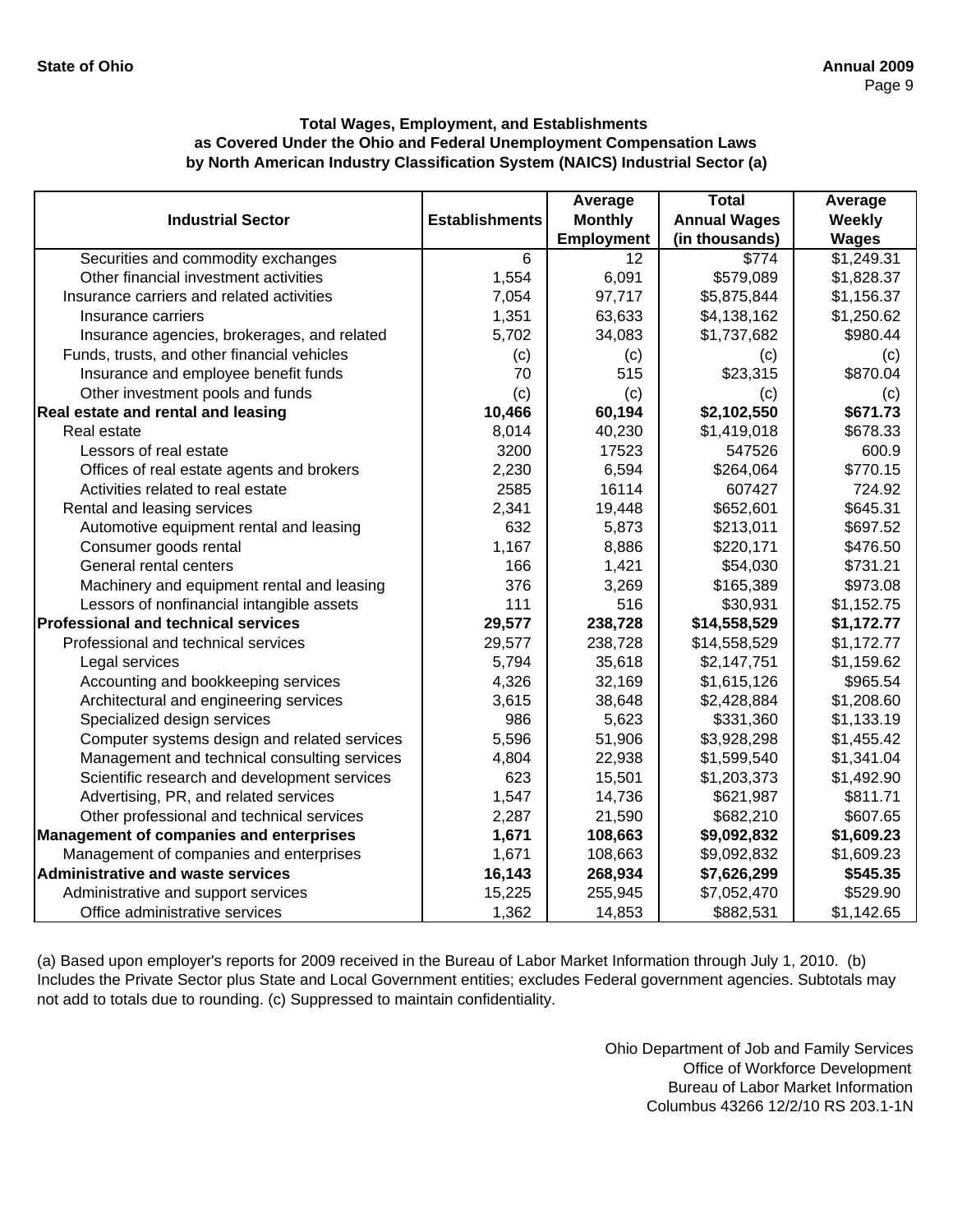**Total Wages, Employment, and Establishments as Covered Under the Ohio and Federal Unemployment Compensation Laws by North American Industry Classification System (NAICS) Industrial Sector (a)**

| Industrial Sector | Establishments | Average Monthly Employment | Total Annual Wages (in thousands) | Average Weekly Wages |
|---|---|---|---|---|
| Securities and commodity exchanges | 6 | 12 | $774 | $1,249.31 |
| Other financial investment activities | 1,554 | 6,091 | $579,089 | $1,828.37 |
| Insurance carriers and related activities | 7,054 | 97,717 | $5,875,844 | $1,156.37 |
| Insurance carriers | 1,351 | 63,633 | $4,138,162 | $1,250.62 |
| Insurance agencies, brokerages, and related | 5,702 | 34,083 | $1,737,682 | $980.44 |
| Funds, trusts, and other financial vehicles | (c) | (c) | (c) | (c) |
| Insurance and employee benefit funds | 70 | 515 | $23,315 | $870.04 |
| Other investment pools and funds | (c) | (c) | (c) | (c) |
| **Real estate and rental and leasing** | **10,466** | **60,194** | **$2,102,550** | **$671.73** |
| Real estate | 8,014 | 40,230 | $1,419,018 | $678.33 |
| Lessors of real estate | 3200 | 17523 | 547526 | 600.9 |
| Offices of real estate agents and brokers | 2,230 | 6,594 | $264,064 | $770.15 |
| Activities related to real estate | 2585 | 16114 | 607427 | 724.92 |
| Rental and leasing services | 2,341 | 19,448 | $652,601 | $645.31 |
| Automotive equipment rental and leasing | 632 | 5,873 | $213,011 | $697.52 |
| Consumer goods rental | 1,167 | 8,886 | $220,171 | $476.50 |
| General rental centers | 166 | 1,421 | $54,030 | $731.21 |
| Machinery and equipment rental and leasing | 376 | 3,269 | $165,389 | $973.08 |
| Lessors of nonfinancial intangible assets | 111 | 516 | $30,931 | $1,152.75 |
| **Professional and technical services** | **29,577** | **238,728** | **$14,558,529** | **$1,172.77** |
| Professional and technical services | 29,577 | 238,728 | $14,558,529 | $1,172.77 |
| Legal services | 5,794 | 35,618 | $2,147,751 | $1,159.62 |
| Accounting and bookkeeping services | 4,326 | 32,169 | $1,615,126 | $965.54 |
| Architectural and engineering services | 3,615 | 38,648 | $2,428,884 | $1,208.60 |
| Specialized design services | 986 | 5,623 | $331,360 | $1,133.19 |
| Computer systems design and related services | 5,596 | 51,906 | $3,928,298 | $1,455.42 |
| Management and technical consulting services | 4,804 | 22,938 | $1,599,540 | $1,341.04 |
| Scientific research and development services | 623 | 15,501 | $1,203,373 | $1,492.90 |
| Advertising, PR, and related services | 1,547 | 14,736 | $621,987 | $811.71 |
| Other professional and technical services | 2,287 | 21,590 | $682,210 | $607.65 |
| **Management of companies and enterprises** | **1,671** | **108,663** | **$9,092,832** | **$1,609.23** |
| Management of companies and enterprises | 1,671 | 108,663 | $9,092,832 | $1,609.23 |
| **Administrative and waste services** | **16,143** | **268,934** | **$7,626,299** | **$545.35** |
| Administrative and support services | 15,225 | 255,945 | $7,052,470 | $529.90 |
| Office administrative services | 1,362 | 14,853 | $882,531 | $1,142.65 |

(a) Based upon employer's reports for 2009 received in the Bureau of Labor Market Information through July 1, 2010. (b) Includes the Private Sector plus State and Local Government entities; excludes Federal government agencies. Subtotals may not add to totals due to rounding. (c) Suppressed to maintain confidentiality.

Ohio Department of Job and Family Services
Office of Workforce Development
Bureau of Labor Market Information
Columbus 43266 12/2/10 RS 203.1-1N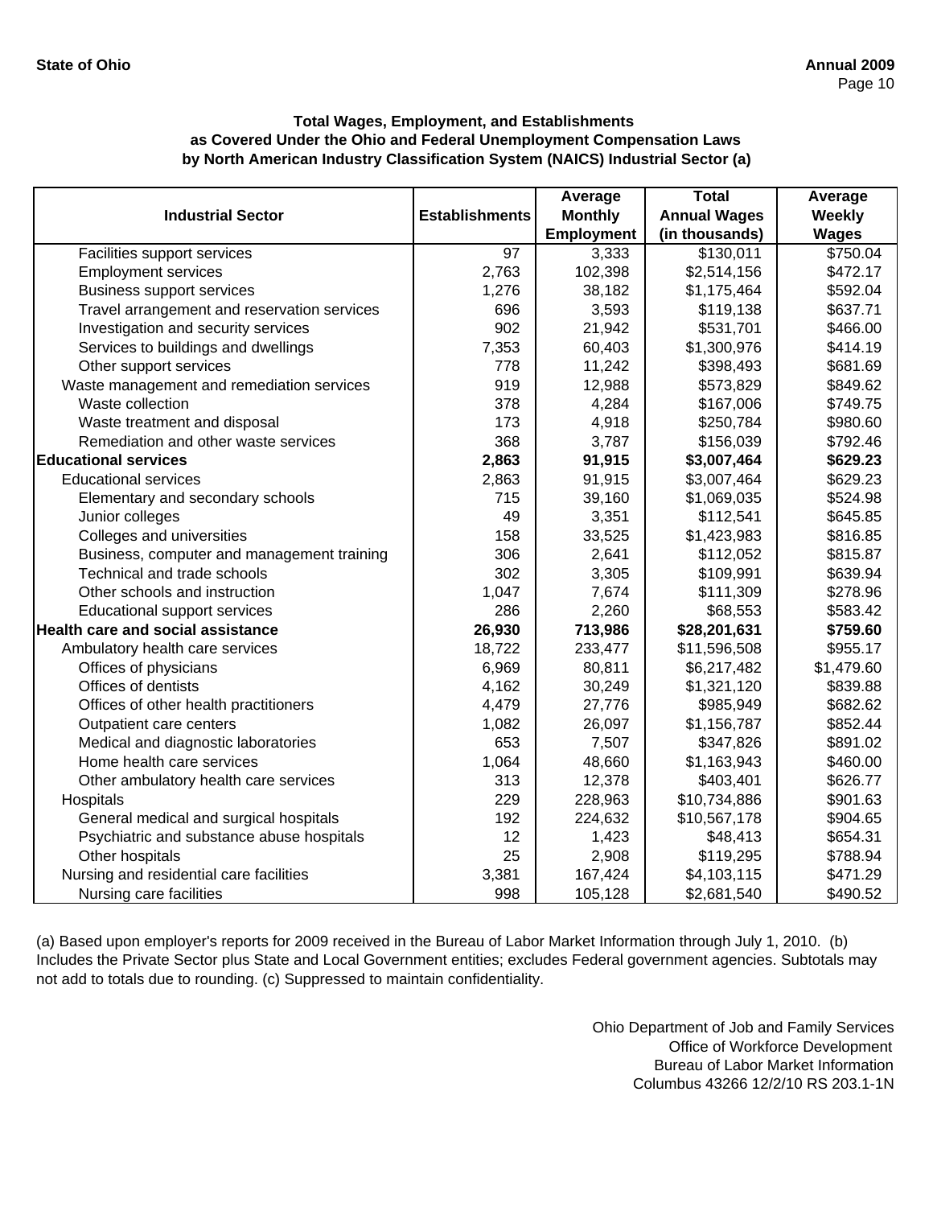### Total Wages, Employment, and Establishments as Covered Under the Ohio and Federal Unemployment Compensation Laws by North American Industry Classification System (NAICS) Industrial Sector (a)

| Industrial Sector | Establishments | Average Monthly Employment | Total Annual Wages (in thousands) | Average Weekly Wages |
|---|---|---|---|---|
| Facilities support services | 97 | 3,333 | $130,011 | $750.04 |
| Employment services | 2,763 | 102,398 | $2,514,156 | $472.17 |
| Business support services | 1,276 | 38,182 | $1,175,464 | $592.04 |
| Travel arrangement and reservation services | 696 | 3,593 | $119,138 | $637.71 |
| Investigation and security services | 902 | 21,942 | $531,701 | $466.00 |
| Services to buildings and dwellings | 7,353 | 60,403 | $1,300,976 | $414.19 |
| Other support services | 778 | 11,242 | $398,493 | $681.69 |
| Waste management and remediation services | 919 | 12,988 | $573,829 | $849.62 |
| Waste collection | 378 | 4,284 | $167,006 | $749.75 |
| Waste treatment and disposal | 173 | 4,918 | $250,784 | $980.60 |
| Remediation and other waste services | 368 | 3,787 | $156,039 | $792.46 |
| **Educational services** | **2,863** | **91,915** | **$3,007,464** | **$629.23** |
| Educational services | 2,863 | 91,915 | $3,007,464 | $629.23 |
| Elementary and secondary schools | 715 | 39,160 | $1,069,035 | $524.98 |
| Junior colleges | 49 | 3,351 | $112,541 | $645.85 |
| Colleges and universities | 158 | 33,525 | $1,423,983 | $816.85 |
| Business, computer and management training | 306 | 2,641 | $112,052 | $815.87 |
| Technical and trade schools | 302 | 3,305 | $109,991 | $639.94 |
| Other schools and instruction | 1,047 | 7,674 | $111,309 | $278.96 |
| Educational support services | 286 | 2,260 | $68,553 | $583.42 |
| **Health care and social assistance** | **26,930** | **713,986** | **$28,201,631** | **$759.60** |
| Ambulatory health care services | 18,722 | 233,477 | $11,596,508 | $955.17 |
| Offices of physicians | 6,969 | 80,811 | $6,217,482 | $1,479.60 |
| Offices of dentists | 4,162 | 30,249 | $1,321,120 | $839.88 |
| Offices of other health practitioners | 4,479 | 27,776 | $985,949 | $682.62 |
| Outpatient care centers | 1,082 | 26,097 | $1,156,787 | $852.44 |
| Medical and diagnostic laboratories | 653 | 7,507 | $347,826 | $891.02 |
| Home health care services | 1,064 | 48,660 | $1,163,943 | $460.00 |
| Other ambulatory health care services | 313 | 12,378 | $403,401 | $626.77 |
| Hospitals | 229 | 228,963 | $10,734,886 | $901.63 |
| General medical and surgical hospitals | 192 | 224,632 | $10,567,178 | $904.65 |
| Psychiatric and substance abuse hospitals | 12 | 1,423 | $48,413 | $654.31 |
| Other hospitals | 25 | 2,908 | $119,295 | $788.94 |
| Nursing and residential care facilities | 3,381 | 167,424 | $4,103,115 | $471.29 |
| Nursing care facilities | 998 | 105,128 | $2,681,540 | $490.52 |

(a) Based upon employer's reports for 2009 received in the Bureau of Labor Market Information through July 1, 2010. (b) Includes the Private Sector plus State and Local Government entities; excludes Federal government agencies. Subtotals may not add to totals due to rounding. (c) Suppressed to maintain confidentiality.

Ohio Department of Job and Family Services
Office of Workforce Development
Bureau of Labor Market Information
Columbus 43266 12/2/10 RS 203.1-1N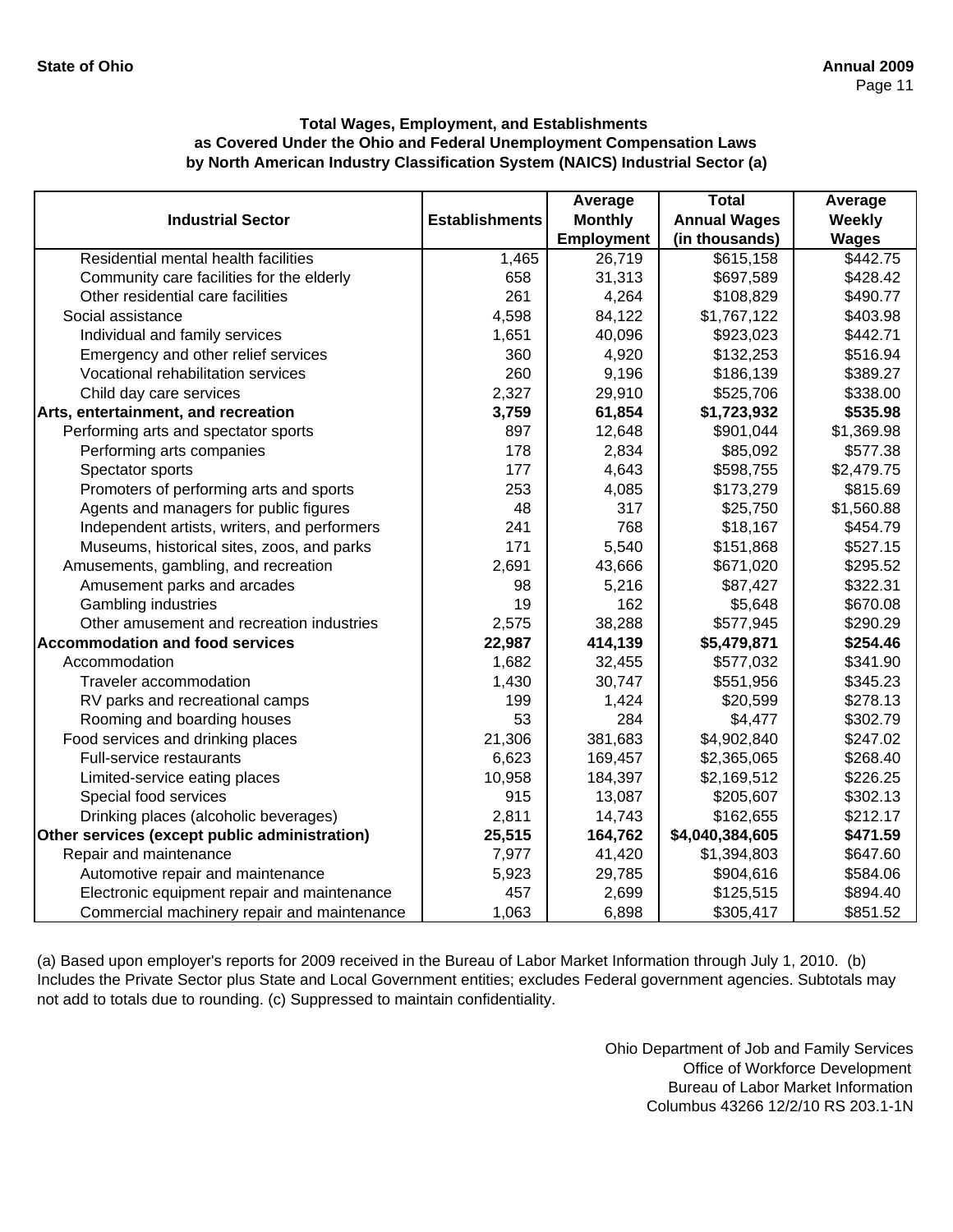### Total Wages, Employment, and Establishments as Covered Under the Ohio and Federal Unemployment Compensation Laws by North American Industry Classification System (NAICS) Industrial Sector (a)

| Industrial Sector | Establishments | Average Monthly Employment | Total Annual Wages (in thousands) | Average Weekly Wages |
|---|---|---|---|---|
| Residential mental health facilities | 1,465 | 26,719 | $615,158 | $442.75 |
| Community care facilities for the elderly | 658 | 31,313 | $697,589 | $428.42 |
| Other residential care facilities | 261 | 4,264 | $108,829 | $490.77 |
| Social assistance | 4,598 | 84,122 | $1,767,122 | $403.98 |
| Individual and family services | 1,651 | 40,096 | $923,023 | $442.71 |
| Emergency and other relief services | 360 | 4,920 | $132,253 | $516.94 |
| Vocational rehabilitation services | 260 | 9,196 | $186,139 | $389.27 |
| Child day care services | 2,327 | 29,910 | $525,706 | $338.00 |
| **Arts, entertainment, and recreation** | **3,759** | **61,854** | **$1,723,932** | **$535.98** |
| Performing arts and spectator sports | 897 | 12,648 | $901,044 | $1,369.98 |
| Performing arts companies | 178 | 2,834 | $85,092 | $577.38 |
| Spectator sports | 177 | 4,643 | $598,755 | $2,479.75 |
| Promoters of performing arts and sports | 253 | 4,085 | $173,279 | $815.69 |
| Agents and managers for public figures | 48 | 317 | $25,750 | $1,560.88 |
| Independent artists, writers, and performers | 241 | 768 | $18,167 | $454.79 |
| Museums, historical sites, zoos, and parks | 171 | 5,540 | $151,868 | $527.15 |
| Amusements, gambling, and recreation | 2,691 | 43,666 | $671,020 | $295.52 |
| Amusement parks and arcades | 98 | 5,216 | $87,427 | $322.31 |
| Gambling industries | 19 | 162 | $5,648 | $670.08 |
| Other amusement and recreation industries | 2,575 | 38,288 | $577,945 | $290.29 |
| **Accommodation and food services** | **22,987** | **414,139** | **$5,479,871** | **$254.46** |
| Accommodation | 1,682 | 32,455 | $577,032 | $341.90 |
| Traveler accommodation | 1,430 | 30,747 | $551,956 | $345.23 |
| RV parks and recreational camps | 199 | 1,424 | $20,599 | $278.13 |
| Rooming and boarding houses | 53 | 284 | $4,477 | $302.79 |
| Food services and drinking places | 21,306 | 381,683 | $4,902,840 | $247.02 |
| Full-service restaurants | 6,623 | 169,457 | $2,365,065 | $268.40 |
| Limited-service eating places | 10,958 | 184,397 | $2,169,512 | $226.25 |
| Special food services | 915 | 13,087 | $205,607 | $302.13 |
| Drinking places (alcoholic beverages) | 2,811 | 14,743 | $162,655 | $212.17 |
| **Other services (except public administration)** | **25,515** | **164,762** | **$4,040,384,605** | **$471.59** |
| Repair and maintenance | 7,977 | 41,420 | $1,394,803 | $647.60 |
| Automotive repair and maintenance | 5,923 | 29,785 | $904,616 | $584.06 |
| Electronic equipment repair and maintenance | 457 | 2,699 | $125,515 | $894.40 |
| Commercial machinery repair and maintenance | 1,063 | 6,898 | $305,417 | $851.52 |

(a) Based upon employer's reports for 2009 received in the Bureau of Labor Market Information through July 1, 2010. (b) Includes the Private Sector plus State and Local Government entities; excludes Federal government agencies. Subtotals may not add to totals due to rounding. (c) Suppressed to maintain confidentiality.

Ohio Department of Job and Family Services
Office of Workforce Development
Bureau of Labor Market Information
Columbus 43266 12/2/10 RS 203.1-1N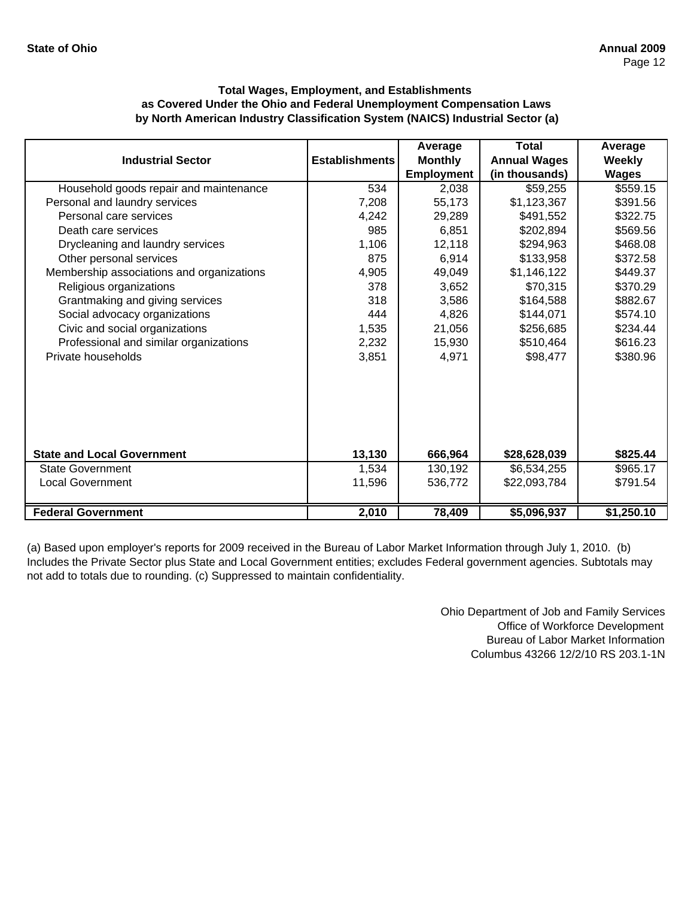### Total Wages, Employment, and Establishments as Covered Under the Ohio and Federal Unemployment Compensation Laws by North American Industry Classification System (NAICS) Industrial Sector (a)

| Industrial Sector | Establishments | Average Monthly Employment | Total Annual Wages (in thousands) | Average Weekly Wages |
|---|---|---|---|---|
| Household goods repair and maintenance | 534 | 2,038 | $59,255 | $559.15 |
| Personal and laundry services | 7,208 | 55,173 | $1,123,367 | $391.56 |
| Personal care services | 4,242 | 29,289 | $491,552 | $322.75 |
| Death care services | 985 | 6,851 | $202,894 | $569.56 |
| Drycleaning and laundry services | 1,106 | 12,118 | $294,963 | $468.08 |
| Other personal services | 875 | 6,914 | $133,958 | $372.58 |
| Membership associations and organizations | 4,905 | 49,049 | $1,146,122 | $449.37 |
| Religious organizations | 378 | 3,652 | $70,315 | $370.29 |
| Grantmaking and giving services | 318 | 3,586 | $164,588 | $882.67 |
| Social advocacy organizations | 444 | 4,826 | $144,071 | $574.10 |
| Civic and social organizations | 1,535 | 21,056 | $256,685 | $234.44 |
| Professional and similar organizations | 2,232 | 15,930 | $510,464 | $616.23 |
| Private households | 3,851 | 4,971 | $98,477 | $380.96 |
| **State and Local Government** | **13,130** | **666,964** | **$28,628,039** | **$825.44** |
| State Government | 1,534 | 130,192 | $6,534,255 | $965.17 |
| Local Government | 11,596 | 536,772 | $22,093,784 | $791.54 |
| **Federal Government** | **2,010** | **78,409** | **$5,096,937** | **$1,250.10** |

(a) Based upon employer's reports for 2009 received in the Bureau of Labor Market Information through July 1, 2010. (b) Includes the Private Sector plus State and Local Government entities; excludes Federal government agencies. Subtotals may not add to totals due to rounding. (c) Suppressed to maintain confidentiality.

Ohio Department of Job and Family Services
Office of Workforce Development
Bureau of Labor Market Information
Columbus 43266 12/2/10 RS 203.1-1N